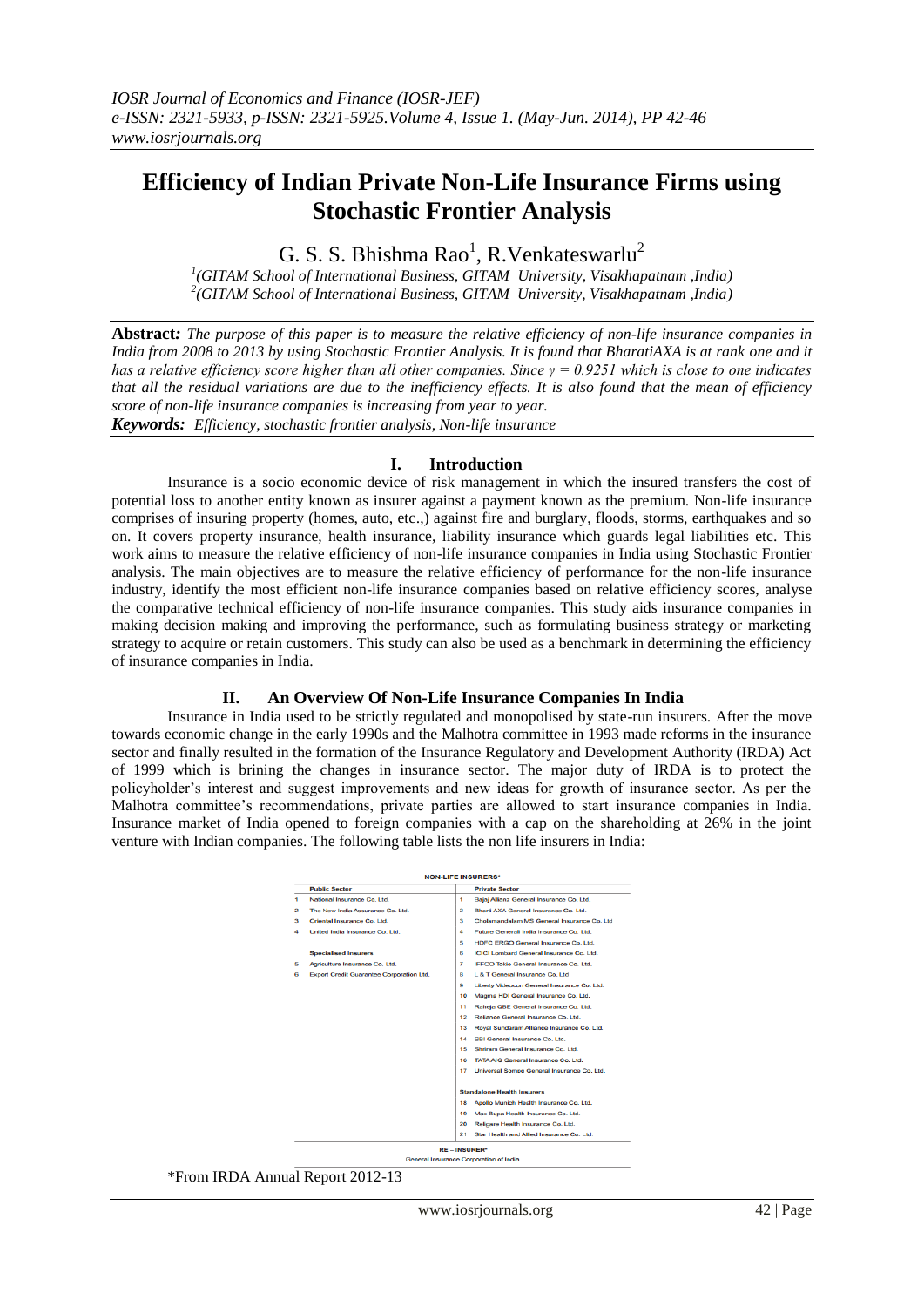# Efficiency of Indian Private Non-Life Insurance Firms using Stochastic Frontier Analysis

G. S. S. Bhishma Rao[1], R.Venkateswarlu[2]

[1](GITAM School of International Business, GITAM University, Visakhapatnam ,India)
[2](GITAM School of International Business, GITAM University, Visakhapatnam ,India)

***Abstract:*** *The purpose of this paper is to measure the relative efficiency of non-life insurance companies in India from 2008 to 2013 by using Stochastic Frontier Analysis. It is found that BharatiAXA is at rank one and it has a relative efficiency score higher than all other companies. Since $\gamma = 0.9251$ which is close to one indicates that all the residual variations are due to the inefficiency effects. It is also found that the mean of efficiency score of non-life insurance companies is increasing from year to year.*

***Keywords:*** *Efficiency, stochastic frontier analysis, Non-life insurance*

## I. Introduction

Insurance is a socio economic device of risk management in which the insured transfers the cost of potential loss to another entity known as insurer against a payment known as the premium. Non-life insurance comprises of insuring property (homes, auto, etc.,) against fire and burglary, floods, storms, earthquakes and so on. It covers property insurance, health insurance, liability insurance which guards legal liabilities etc. This work aims to measure the relative efficiency of non-life insurance companies in India using Stochastic Frontier analysis. The main objectives are to measure the relative efficiency of performance for the non-life insurance industry, identify the most efficient non-life insurance companies based on relative efficiency scores, analyse the comparative technical efficiency of non-life insurance companies. This study aids insurance companies in making decision making and improving the performance, such as formulating business strategy or marketing strategy to acquire or retain customers. This study can also be used as a benchmark in determining the efficiency of insurance companies in India.

## II. An Overview Of Non-Life Insurance Companies In India

Insurance in India used to be strictly regulated and monopolised by state-run insurers. After the move towards economic change in the early 1990s and the Malhotra committee in 1993 made reforms in the insurance sector and finally resulted in the formation of the Insurance Regulatory and Development Authority (IRDA) Act of 1999 which is brining the changes in insurance sector. The major duty of IRDA is to protect the policyholder's interest and suggest improvements and new ideas for growth of insurance sector. As per the Malhotra committee's recommendations, private parties are allowed to start insurance companies in India. Insurance market of India opened to foreign companies with a cap on the shareholding at 26% in the joint venture with Indian companies. The following table lists the non life insurers in India:

**NON-LIFE INSURERS***

| | Public Sector | | Private Sector |
|---|---|---|---|
| 1 | National Insurance Co. Ltd. | 1 | Bajaj Allianz General Insurance Co. Ltd. |
| 2 | The New India Assurance Co. Ltd. | 2 | Bharti AXA General Insurance Co. Ltd. |
| 3 | Oriental Insurance Co. Ltd. | 3 | Cholamandalam MS General Insurance Co. Ltd |
| 4 | United India Insurance Co. Ltd. | 4 | Future Generali India Insurance Co. Ltd. |
| | | 5 | HDFC ERGO General Insurance Co. Ltd. |
| | **Specialised Insurers** | 6 | ICICI Lombard General Insurance Co. Ltd. |
| 5 | Agriculture Insurance Co. Ltd. | 7 | IFFCO Tokio General Insurance Co. Ltd. |
| 6 | Export Credit Guarantee Corporation Ltd. | 8 | L & T General Insurance Co. Ltd |
| | | 9 | Liberty Videocon General Insurance Co. Ltd. |
| | | 10 | Magma HDI General Insurance Co. Ltd. |
| | | 11 | Raheja QBE General Insurance Co. Ltd. |
| | | 12 | Reliance General Insurance Co. Ltd. |
| | | 13 | Royal Sundaram Alliance Insurance Co. Ltd. |
| | | 14 | SBI General Insurance Co. Ltd. |
| | | 15 | Shriram General Insurance Co. Ltd. |
| | | 16 | TATA AIG General Insurance Co. Ltd. |
| | | 17 | Universal Sompo General Insurance Co. Ltd. |
| | | | **Standalone Health Insurers** |
| | | 18 | Apollo Munich Health Insurance Co. Ltd. |
| | | 19 | Max Bupa Health Insurance Co. Ltd. |
| | | 20 | Religare Health Insurance Co. Ltd. |
| | | 21 | Star Health and Allied Insurance Co. Ltd. |

**RE – INSURER***
General Insurance Corporation of India

*From IRDA Annual Report 2012-13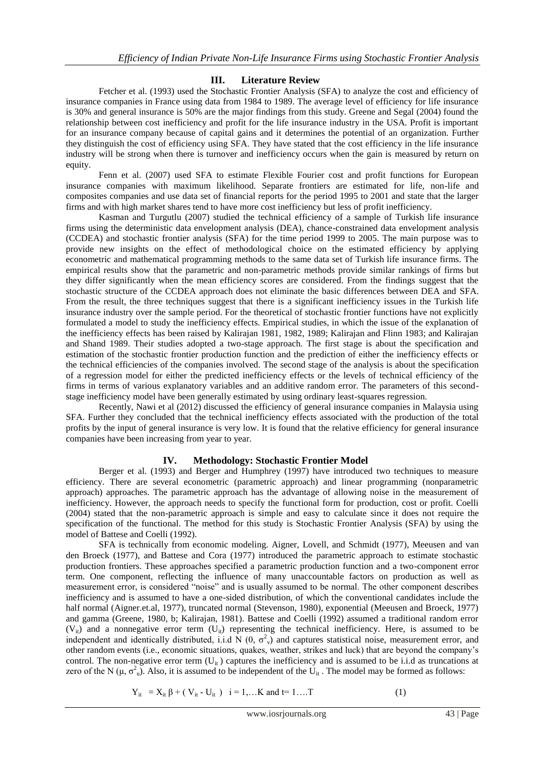## III. Literature Review

Fetcher et al. (1993) used the Stochastic Frontier Analysis (SFA) to analyze the cost and efficiency of insurance companies in France using data from 1984 to 1989. The average level of efficiency for life insurance is 30% and general insurance is 50% are the major findings from this study. Greene and Segal (2004) found the relationship between cost inefficiency and profit for the life insurance industry in the USA. Profit is important for an insurance company because of capital gains and it determines the potential of an organization. Further they distinguish the cost of efficiency using SFA. They have stated that the cost efficiency in the life insurance industry will be strong when there is turnover and inefficiency occurs when the gain is measured by return on equity.

Fenn et al. (2007) used SFA to estimate Flexible Fourier cost and profit functions for European insurance companies with maximum likelihood. Separate frontiers are estimated for life, non-life and composites companies and use data set of financial reports for the period 1995 to 2001 and state that the larger firms and with high market shares tend to have more cost inefficiency but less of profit inefficiency.

Kasman and Turgutlu (2007) studied the technical efficiency of a sample of Turkish life insurance firms using the deterministic data envelopment analysis (DEA), chance-constrained data envelopment analysis (CCDEA) and stochastic frontier analysis (SFA) for the time period 1999 to 2005. The main purpose was to provide new insights on the effect of methodological choice on the estimated efficiency by applying econometric and mathematical programming methods to the same data set of Turkish life insurance firms. The empirical results show that the parametric and non-parametric methods provide similar rankings of firms but they differ significantly when the mean efficiency scores are considered. From the findings suggest that the stochastic structure of the CCDEA approach does not eliminate the basic differences between DEA and SFA. From the result, the three techniques suggest that there is a significant inefficiency issues in the Turkish life insurance industry over the sample period. For the theoretical of stochastic frontier functions have not explicitly formulated a model to study the inefficiency effects. Empirical studies, in which the issue of the explanation of the inefficiency effects has been raised by Kalirajan 1981, 1982, 1989; Kalirajan and Flinn 1983; and Kalirajan and Shand 1989. Their studies adopted a two-stage approach. The first stage is about the specification and estimation of the stochastic frontier production function and the prediction of either the inefficiency effects or the technical efficiencies of the companies involved. The second stage of the analysis is about the specification of a regression model for either the predicted inefficiency effects or the levels of technical efficiency of the firms in terms of various explanatory variables and an additive random error. The parameters of this second-stage inefficiency model have been generally estimated by using ordinary least-squares regression.

Recently, Nawi et al (2012) discussed the efficiency of general insurance companies in Malaysia using SFA. Further they concluded that the technical inefficiency effects associated with the production of the total profits by the input of general insurance is very low. It is found that the relative efficiency for general insurance companies have been increasing from year to year.

## IV. Methodology: Stochastic Frontier Model

Berger et al. (1993) and Berger and Humphrey (1997) have introduced two techniques to measure efficiency. There are several econometric (parametric approach) and linear programming (nonparametric approach) approaches. The parametric approach has the advantage of allowing noise in the measurement of inefficiency. However, the approach needs to specify the functional form for production, cost or profit. Coelli (2004) stated that the non-parametric approach is simple and easy to calculate since it does not require the specification of the functional. The method for this study is Stochastic Frontier Analysis (SFA) by using the model of Battese and Coelli (1992).

SFA is technically from economic modeling. Aigner, Lovell, and Schmidt (1977), Meeusen and van den Broeck (1977), and Battese and Cora (1977) introduced the parametric approach to estimate stochastic production frontiers. These approaches specified a parametric production function and a two-component error term. One component, reflecting the influence of many unaccountable factors on production as well as measurement error, is considered "noise" and is usually assumed to be normal. The other component describes inefficiency and is assumed to have a one-sided distribution, of which the conventional candidates include the half normal (Aigner.et.al, 1977), truncated normal (Stevenson, 1980), exponential (Meeusen and Broeck, 1977) and gamma (Greene, 1980, b; Kalirajan, 1981). Battese and Coelli (1992) assumed a traditional random error ($V_{it}$) and a nonnegative error term ($U_{it}$) representing the technical inefficiency. Here, is assumed to be independent and identically distributed, i.i.d N $(0, \sigma^2_v)$ and captures statistical noise, measurement error, and other random events (i.e., economic situations, quakes, weather, strikes and luck) that are beyond the company's control. The non-negative error term ($U_{it}$) captures the inefficiency and is assumed to be i.i.d as truncations at zero of the N $(\mu, \sigma^2_u)$. Also, it is assumed to be independent of the $U_{it}$. The model may be formed as follows:

$$Y_{it} = X_{it}\,\beta + (V_{it} - U_{it}) \quad i = 1,\ldots K \text{ and } t = 1\ldots.T \qquad (1)$$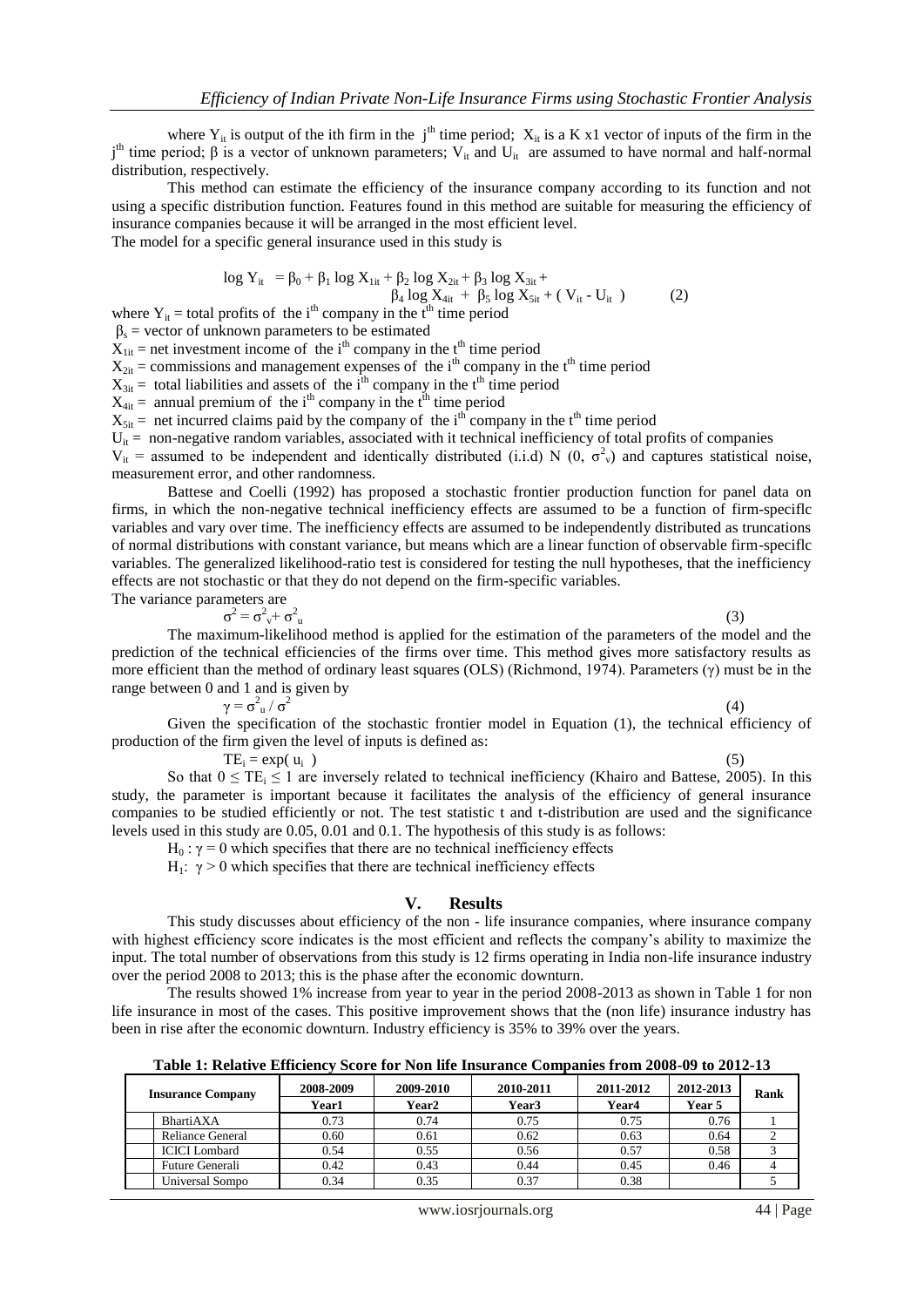where $Y_{it}$ is output of the ith firm in the $j^{th}$ time period; $X_{it}$ is a K x1 vector of inputs of the firm in the $j^{th}$ time period; β is a vector of unknown parameters; $V_{it}$ and $U_{it}$ are assumed to have normal and half-normal distribution, respectively.

This method can estimate the efficiency of the insurance company according to its function and not using a specific distribution function. Features found in this method are suitable for measuring the efficiency of insurance companies because it will be arranged in the most efficient level.

The model for a specific general insurance used in this study is

$$\log Y_{it} = \beta_0 + \beta_1 \log X_{1it} + \beta_2 \log X_{2it} + \beta_3 \log X_{3it} + \beta_4 \log X_{4it} + \beta_5 \log X_{5it} + (V_{it} - U_{it}) \quad (2)$$

where $Y_{it}$ = total profits of the $i^{th}$ company in the $t^{th}$ time period

$\beta_s$ = vector of unknown parameters to be estimated

$X_{1it}$ = net investment income of the $i^{th}$ company in the $t^{th}$ time period

$X_{2it}$ = commissions and management expenses of the $i^{th}$ company in the $t^{th}$ time period

$X_{3it}$ = total liabilities and assets of the $i^{th}$ company in the $t^{th}$ time period

$X_{4it}$ = annual premium of the $i^{th}$ company in the $t^{th}$ time period

$X_{5it}$ = net incurred claims paid by the company of the $i^{th}$ company in the $t^{th}$ time period

$U_{it}$ = non-negative random variables, associated with it technical inefficiency of total profits of companies

$V_{it}$ = assumed to be independent and identically distributed (i.i.d) N (0, $\sigma^2_v$) and captures statistical noise, measurement error, and other randomness.

Battese and Coelli (1992) has proposed a stochastic frontier production function for panel data on firms, in which the non-negative technical inefficiency effects are assumed to be a function of firm-speciflc variables and vary over time. The inefficiency effects are assumed to be independently distributed as truncations of normal distributions with constant variance, but means which are a linear function of observable firm-speciflc variables. The generalized likelihood-ratio test is considered for testing the null hypotheses, that the inefficiency effects are not stochastic or that they do not depend on the firm-specific variables.

The variance parameters are

$$\sigma^2 = \sigma^2_v + \sigma^2_u \quad (3)$$

The maximum-likelihood method is applied for the estimation of the parameters of the model and the prediction of the technical efficiencies of the firms over time. This method gives more satisfactory results as more efficient than the method of ordinary least squares (OLS) (Richmond, 1974). Parameters (γ) must be in the range between 0 and 1 and is given by

$$\gamma = \sigma^2_u / \sigma^2 \quad (4)$$

Given the specification of the stochastic frontier model in Equation (1), the technical efficiency of production of the firm given the level of inputs is defined as:

$$TE_i = \exp(u_i) \quad (5)$$

So that $0 \leq TE_i \leq 1$ are inversely related to technical inefficiency (Khairo and Battese, 2005). In this study, the parameter is important because it facilitates the analysis of the efficiency of general insurance companies to be studied efficiently or not. The test statistic t and t-distribution are used and the significance levels used in this study are 0.05, 0.01 and 0.1. The hypothesis of this study is as follows:

$H_0$ : $\gamma = 0$ which specifies that there are no technical inefficiency effects

$H_1$: $\gamma > 0$ which specifies that there are technical inefficiency effects

## V. Results

This study discusses about efficiency of the non - life insurance companies, where insurance company with highest efficiency score indicates is the most efficient and reflects the company's ability to maximize the input. The total number of observations from this study is 12 firms operating in India non-life insurance industry over the period 2008 to 2013; this is the phase after the economic downturn.

The results showed 1% increase from year to year in the period 2008-2013 as shown in Table 1 for non life insurance in most of the cases. This positive improvement shows that the (non life) insurance industry has been in rise after the economic downturn. Industry efficiency is 35% to 39% over the years.

**Table 1: Relative Efficiency Score for Non life Insurance Companies from 2008-09 to 2012-13**

| Insurance Company | 2008-2009 | 2009-2010 | 2010-2011 | 2011-2012 | 2012-2013 | Rank |
|---|---|---|---|---|---|---|
| | Year1 | Year2 | Year3 | Year4 | Year 5 | |
| BhartiAXA | 0.73 | 0.74 | 0.75 | 0.75 | 0.76 | 1 |
| Reliance General | 0.60 | 0.61 | 0.62 | 0.63 | 0.64 | 2 |
| ICICI Lombard | 0.54 | 0.55 | 0.56 | 0.57 | 0.58 | 3 |
| Future Generali | 0.42 | 0.43 | 0.44 | 0.45 | 0.46 | 4 |
| Universal Sompo | 0.34 | 0.35 | 0.37 | 0.38 | | 5 |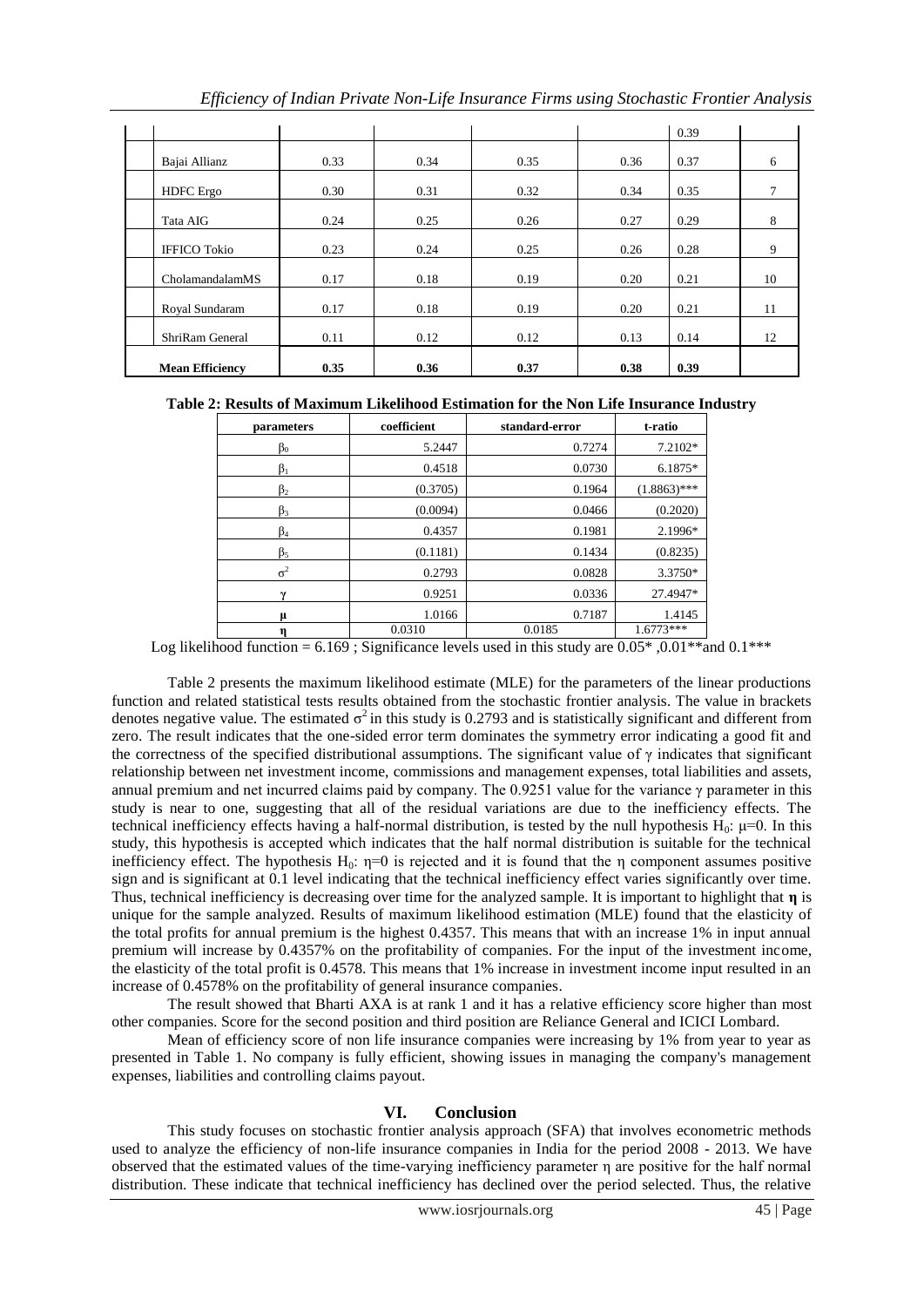| | | | | | | |
|---|---|---|---|---|---|---|
| | | | | | 0.39 | |
| Bajai Allianz | 0.33 | 0.34 | 0.35 | 0.36 | 0.37 | 6 |
| HDFC Ergo | 0.30 | 0.31 | 0.32 | 0.34 | 0.35 | 7 |
| Tata AIG | 0.24 | 0.25 | 0.26 | 0.27 | 0.29 | 8 |
| IFFICO Tokio | 0.23 | 0.24 | 0.25 | 0.26 | 0.28 | 9 |
| CholamandalamMS | 0.17 | 0.18 | 0.19 | 0.20 | 0.21 | 10 |
| Royal Sundaram | 0.17 | 0.18 | 0.19 | 0.20 | 0.21 | 11 |
| ShriRam General | 0.11 | 0.12 | 0.12 | 0.13 | 0.14 | 12 |
| **Mean Efficiency** | **0.35** | **0.36** | **0.37** | **0.38** | **0.39** | |

**Table 2: Results of Maximum Likelihood Estimation for the Non Life Insurance Industry**

| parameters | coefficient | standard-error | t-ratio |
|---|---|---|---|
| $\beta_0$ | 5.2447 | 0.7274 | 7.2102* |
| $\beta_1$ | 0.4518 | 0.0730 | 6.1875* |
| $\beta_2$ | (0.3705) | 0.1964 | (1.8863)*** |
| $\beta_3$ | (0.0094) | 0.0466 | (0.2020) |
| $\beta_4$ | 0.4357 | 0.1981 | 2.1996* |
| $\beta_5$ | (0.1181) | 0.1434 | (0.8235) |
| $\sigma^2$ | 0.2793 | 0.0828 | 3.3750* |
| $\gamma$ | 0.9251 | 0.0336 | 27.4947* |
| $\mu$ | 1.0166 | 0.7187 | 1.4145 |
| $\eta$ | 0.0310 | 0.0185 | 1.6773*** |

Log likelihood function = 6.169 ; Significance levels used in this study are 0.05* ,0.01**and 0.1***

Table 2 presents the maximum likelihood estimate (MLE) for the parameters of the linear productions function and related statistical tests results obtained from the stochastic frontier analysis. The value in brackets denotes negative value. The estimated $\sigma^2$ in this study is 0.2793 and is statistically significant and different from zero. The result indicates that the one-sided error term dominates the symmetry error indicating a good fit and the correctness of the specified distributional assumptions. The significant value of $\gamma$ indicates that significant relationship between net investment income, commissions and management expenses, total liabilities and assets, annual premium and net incurred claims paid by company. The 0.9251 value for the variance $\gamma$ parameter in this study is near to one, suggesting that all of the residual variations are due to the inefficiency effects. The technical inefficiency effects having a half-normal distribution, is tested by the null hypothesis $H_0$: $\mu$=0. In this study, this hypothesis is accepted which indicates that the half normal distribution is suitable for the technical inefficiency effect. The hypothesis $H_0$: $\eta$=0 is rejected and it is found that the $\eta$ component assumes positive sign and is significant at 0.1 level indicating that the technical inefficiency effect varies significantly over time. Thus, technical inefficiency is decreasing over time for the analyzed sample. It is important to highlight that $\boldsymbol{\eta}$ is unique for the sample analyzed. Results of maximum likelihood estimation (MLE) found that the elasticity of the total profits for annual premium is the highest 0.4357. This means that with an increase 1% in input annual premium will increase by 0.4357% on the profitability of companies. For the input of the investment income, the elasticity of the total profit is 0.4578. This means that 1% increase in investment income input resulted in an increase of 0.4578% on the profitability of general insurance companies.

The result showed that Bharti AXA is at rank 1 and it has a relative efficiency score higher than most other companies. Score for the second position and third position are Reliance General and ICICI Lombard.

Mean of efficiency score of non life insurance companies were increasing by 1% from year to year as presented in Table 1. No company is fully efficient, showing issues in managing the company's management expenses, liabilities and controlling claims payout.

## VI. Conclusion

This study focuses on stochastic frontier analysis approach (SFA) that involves econometric methods used to analyze the efficiency of non-life insurance companies in India for the period 2008 - 2013. We have observed that the estimated values of the time-varying inefficiency parameter $\eta$ are positive for the half normal distribution. These indicate that technical inefficiency has declined over the period selected. Thus, the relative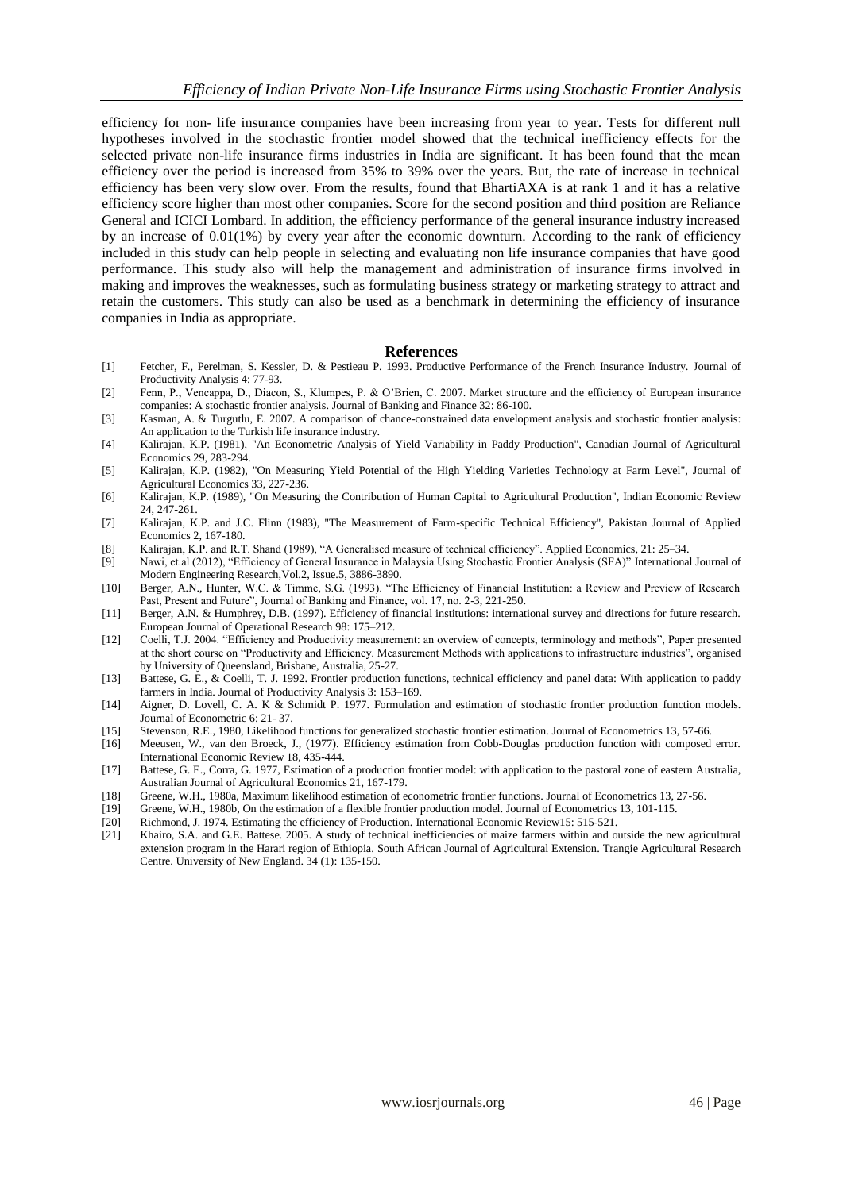efficiency for non- life insurance companies have been increasing from year to year. Tests for different null hypotheses involved in the stochastic frontier model showed that the technical inefficiency effects for the selected private non-life insurance firms industries in India are significant. It has been found that the mean efficiency over the period is increased from 35% to 39% over the years. But, the rate of increase in technical efficiency has been very slow over. From the results, found that BhartiAXA is at rank 1 and it has a relative efficiency score higher than most other companies. Score for the second position and third position are Reliance General and ICICI Lombard. In addition, the efficiency performance of the general insurance industry increased by an increase of 0.01(1%) by every year after the economic downturn. According to the rank of efficiency included in this study can help people in selecting and evaluating non life insurance companies that have good performance. This study also will help the management and administration of insurance firms involved in making and improves the weaknesses, such as formulating business strategy or marketing strategy to attract and retain the customers. This study can also be used as a benchmark in determining the efficiency of insurance companies in India as appropriate.

## References

[1] Fetcher, F., Perelman, S. Kessler, D. & Pestieau P. 1993. Productive Performance of the French Insurance Industry. Journal of Productivity Analysis 4: 77-93.

[2] Fenn, P., Vencappa, D., Diacon, S., Klumpes, P. & O'Brien, C. 2007. Market structure and the efficiency of European insurance companies: A stochastic frontier analysis. Journal of Banking and Finance 32: 86-100.

[3] Kasman, A. & Turgutlu, E. 2007. A comparison of chance-constrained data envelopment analysis and stochastic frontier analysis: An application to the Turkish life insurance industry.

[4] Kalirajan, K.P. (1981), "An Econometric Analysis of Yield Variability in Paddy Production", Canadian Journal of Agricultural Economics 29, 283-294.

[5] Kalirajan, K.P. (1982), "On Measuring Yield Potential of the High Yielding Varieties Technology at Farm Level", Journal of Agricultural Economics 33, 227-236.

[6] Kalirajan, K.P. (1989), "On Measuring the Contribution of Human Capital to Agricultural Production", Indian Economic Review 24, 247-261.

[7] Kalirajan, K.P. and J.C. Flinn (1983), "The Measurement of Farm-specific Technical Efficiency", Pakistan Journal of Applied Economics 2, 167-180.

[8] Kalirajan, K.P. and R.T. Shand (1989), "A Generalised measure of technical efficiency". Applied Economics, 21: 25–34.

[9] Nawi, et.al (2012), "Efficiency of General Insurance in Malaysia Using Stochastic Frontier Analysis (SFA)" International Journal of Modern Engineering Research,Vol.2, Issue.5, 3886-3890.

[10] Berger, A.N., Hunter, W.C. & Timme, S.G. (1993). "The Efficiency of Financial Institution: a Review and Preview of Research Past, Present and Future", Journal of Banking and Finance, vol. 17, no. 2-3, 221-250.

[11] Berger, A.N. & Humphrey, D.B. (1997). Efficiency of financial institutions: international survey and directions for future research. European Journal of Operational Research 98: 175–212.

[12] Coelli, T.J. 2004. "Efficiency and Productivity measurement: an overview of concepts, terminology and methods", Paper presented at the short course on "Productivity and Efficiency. Measurement Methods with applications to infrastructure industries", organised by University of Queensland, Brisbane, Australia, 25-27.

[13] Battese, G. E., & Coelli, T. J. 1992. Frontier production functions, technical efficiency and panel data: With application to paddy farmers in India. Journal of Productivity Analysis 3: 153–169.

[14] Aigner, D. Lovell, C. A. K & Schmidt P. 1977. Formulation and estimation of stochastic frontier production function models. Journal of Econometric 6: 21- 37.

[15] Stevenson, R.E., 1980, Likelihood functions for generalized stochastic frontier estimation. Journal of Econometrics 13, 57-66.

[16] Meeusen, W., van den Broeck, J., (1977). Efficiency estimation from Cobb-Douglas production function with composed error. International Economic Review 18, 435-444.

[17] Battese, G. E., Corra, G. 1977, Estimation of a production frontier model: with application to the pastoral zone of eastern Australia, Australian Journal of Agricultural Economics 21, 167-179.

[18] Greene, W.H., 1980a, Maximum likelihood estimation of econometric frontier functions. Journal of Econometrics 13, 27-56.

[19] Greene, W.H., 1980b, On the estimation of a flexible frontier production model. Journal of Econometrics 13, 101-115.

[20] Richmond, J. 1974. Estimating the efficiency of Production. International Economic Review15: 515-521.

[21] Khairo, S.A. and G.E. Battese. 2005. A study of technical inefficiencies of maize farmers within and outside the new agricultural extension program in the Harari region of Ethiopia. South African Journal of Agricultural Extension. Trangie Agricultural Research Centre. University of New England. 34 (1): 135-150.